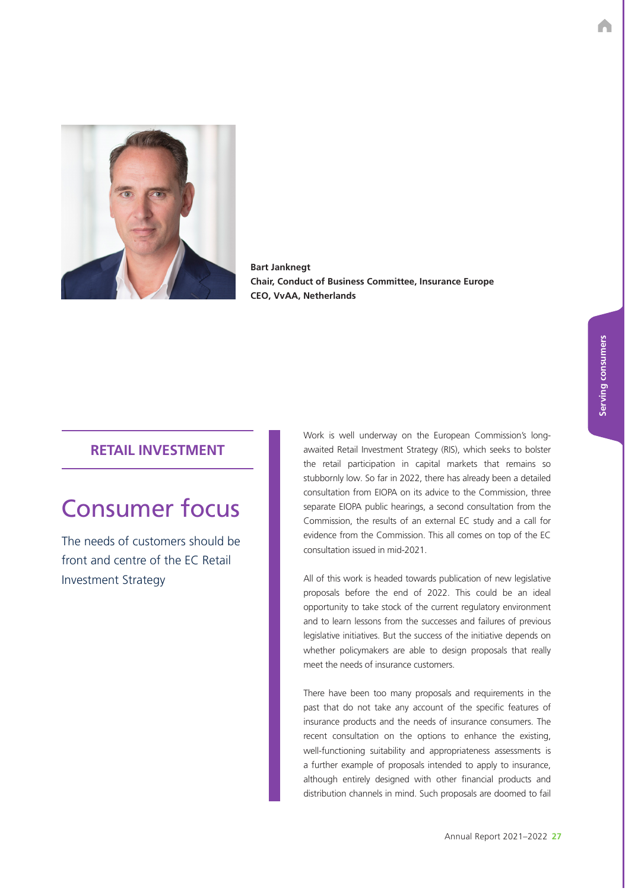**Bart Janknegt**
**Chair, Conduct of Business Committee, Insurance Europe**
**CEO, VvAA, Netherlands**

## RETAIL INVESTMENT

# Consumer focus

The needs of customers should be front and centre of the EC Retail Investment Strategy

Work is well underway on the European Commission's long-awaited Retail Investment Strategy (RIS), which seeks to bolster the retail participation in capital markets that remains so stubbornly low. So far in 2022, there has already been a detailed consultation from EIOPA on its advice to the Commission, three separate EIOPA public hearings, a second consultation from the Commission, the results of an external EC study and a call for evidence from the Commission. This all comes on top of the EC consultation issued in mid-2021.

All of this work is headed towards publication of new legislative proposals before the end of 2022. This could be an ideal opportunity to take stock of the current regulatory environment and to learn lessons from the successes and failures of previous legislative initiatives. But the success of the initiative depends on whether policymakers are able to design proposals that really meet the needs of insurance customers.

There have been too many proposals and requirements in the past that do not take any account of the specific features of insurance products and the needs of insurance consumers. The recent consultation on the options to enhance the existing, well-functioning suitability and appropriateness assessments is a further example of proposals intended to apply to insurance, although entirely designed with other financial products and distribution channels in mind. Such proposals are doomed to fail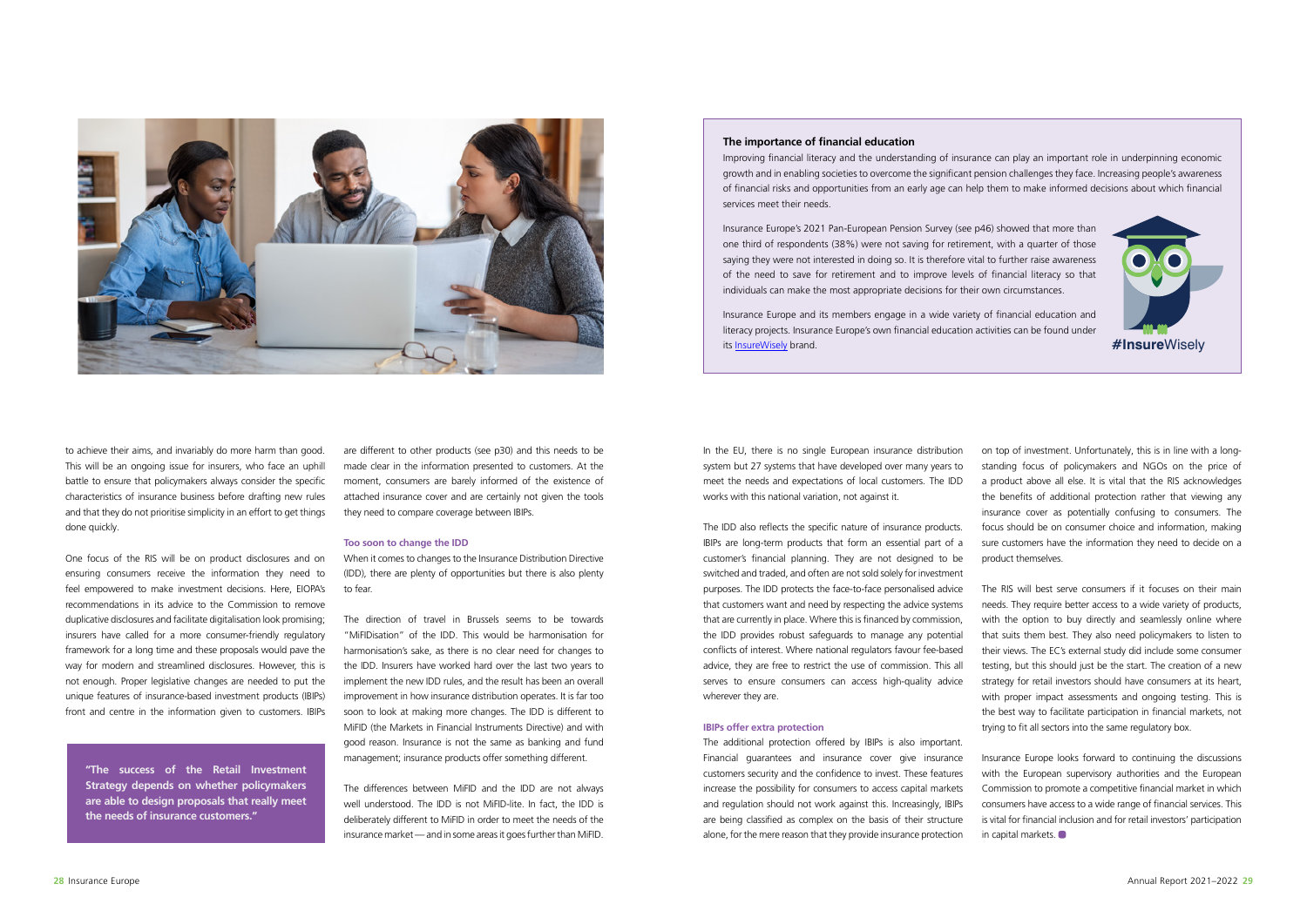to achieve their aims, and invariably do more harm than good. This will be an ongoing issue for insurers, who face an uphill battle to ensure that policymakers always consider the specific characteristics of insurance business before drafting new rules and that they do not prioritise simplicity in an effort to get things done quickly.

One focus of the RIS will be on product disclosures and on ensuring consumers receive the information they need to feel empowered to make investment decisions. Here, EIOPA's recommendations in its advice to the Commission to remove duplicative disclosures and facilitate digitalisation look promising; insurers have called for a more consumer-friendly regulatory framework for a long time and these proposals would pave the way for modern and streamlined disclosures. However, this is not enough. Proper legislative changes are needed to put the unique features of insurance-based investment products (IBIPs) front and centre in the information given to customers. IBIPs are different to other products (see p30) and this needs to be made clear in the information presented to customers. At the moment, consumers are barely informed of the existence of attached insurance cover and are certainly not given the tools they need to compare coverage between IBIPs.

**"The success of the Retail Investment Strategy depends on whether policymakers are able to design proposals that really meet the needs of insurance customers."**

### Too soon to change the IDD

When it comes to changes to the Insurance Distribution Directive (IDD), there are plenty of opportunities but there is also plenty to fear.

The direction of travel in Brussels seems to be towards "MiFIDisation" of the IDD. This would be harmonisation for harmonisation's sake, as there is no clear need for changes to the IDD. Insurers have worked hard over the last two years to implement the new IDD rules, and the result has been an overall improvement in how insurance distribution operates. It is far too soon to look at making more changes. The IDD is different to MiFID (the Markets in Financial Instruments Directive) and with good reason. Insurance is not the same as banking and fund management; insurance products offer something different.

The differences between MiFID and the IDD are not always well understood. The IDD is not MiFID-lite. In fact, the IDD is deliberately different to MiFID in order to meet the needs of the insurance market — and in some areas it goes further than MiFID.

**The importance of financial education**

Improving financial literacy and the understanding of insurance can play an important role in underpinning economic growth and in enabling societies to overcome the significant pension challenges they face. Increasing people's awareness of financial risks and opportunities from an early age can help them to make informed decisions about which financial services meet their needs.

Insurance Europe's 2021 Pan-European Pension Survey (see p46) showed that more than one third of respondents (38%) were not saving for retirement, with a quarter of those saying they were not interested in doing so. It is therefore vital to further raise awareness of the need to save for retirement and to improve levels of financial literacy so that individuals can make the most appropriate decisions for their own circumstances.

Insurance Europe and its members engage in a wide variety of financial education and literacy projects. Insurance Europe's own financial education activities can be found under its InsureWisely brand.

#InsureWisely

In the EU, there is no single European insurance distribution system but 27 systems that have developed over many years to meet the needs and expectations of local customers. The IDD works with this national variation, not against it.

The IDD also reflects the specific nature of insurance products. IBIPs are long-term products that form an essential part of a customer's financial planning. They are not designed to be switched and traded, and often are not sold solely for investment purposes. The IDD protects the face-to-face personalised advice that customers want and need by respecting the advice systems that are currently in place. Where this is financed by commission, the IDD provides robust safeguards to manage any potential conflicts of interest. Where national regulators favour fee-based advice, they are free to restrict the use of commission. This all serves to ensure consumers can access high-quality advice wherever they are.

### IBIPs offer extra protection

The additional protection offered by IBIPs is also important. Financial guarantees and insurance cover give insurance customers security and the confidence to invest. These features increase the possibility for consumers to access capital markets and regulation should not work against this. Increasingly, IBIPs are being classified as complex on the basis of their structure alone, for the mere reason that they provide insurance protection on top of investment. Unfortunately, this is in line with a long-standing focus of policymakers and NGOs on the price of a product above all else. It is vital that the RIS acknowledges the benefits of additional protection rather that viewing any insurance cover as potentially confusing to consumers. The focus should be on consumer choice and information, making sure customers have the information they need to decide on a product themselves.

The RIS will best serve consumers if it focuses on their main needs. They require better access to a wide variety of products, with the option to buy directly and seamlessly online where that suits them best. They also need policymakers to listen to their views. The EC's external study did include some consumer testing, but this should just be the start. The creation of a new strategy for retail investors should have consumers at its heart, with proper impact assessments and ongoing testing. This is the best way to facilitate participation in financial markets, not trying to fit all sectors into the same regulatory box.

Insurance Europe looks forward to continuing the discussions with the European supervisory authorities and the European Commission to promote a competitive financial market in which consumers have access to a wide range of financial services. This is vital for financial inclusion and for retail investors' participation in capital markets.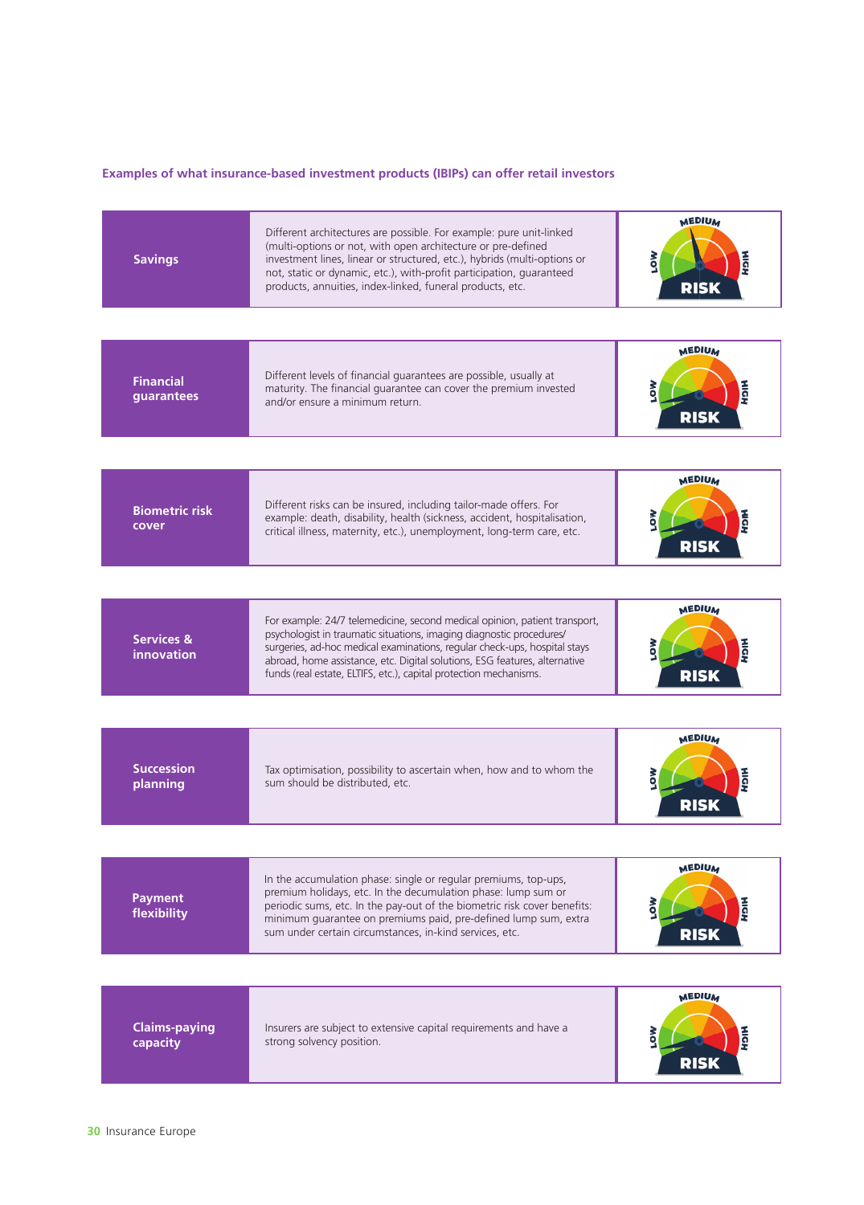**Examples of what insurance-based investment products (IBIPs) can offer retail investors**

| | | |
|---|---|---|
| **Savings** | Different architectures are possible. For example: pure unit-linked (multi-options or not, with open architecture or pre-defined investment lines, linear or structured, etc.), hybrids (multi-options or not, static or dynamic, etc.), with-profit participation, guaranteed products, annuities, index-linked, funeral products, etc. | MEDIUM LOW HIGH RISK |
| **Financial guarantees** | Different levels of financial guarantees are possible, usually at maturity. The financial guarantee can cover the premium invested and/or ensure a minimum return. | MEDIUM LOW HIGH RISK |
| **Biometric risk cover** | Different risks can be insured, including tailor-made offers. For example: death, disability, health (sickness, accident, hospitalisation, critical illness, maternity, etc.), unemployment, long-term care, etc. | MEDIUM LOW HIGH RISK |
| **Services & innovation** | For example: 24/7 telemedicine, second medical opinion, patient transport, psychologist in traumatic situations, imaging diagnostic procedures/ surgeries, ad-hoc medical examinations, regular check-ups, hospital stays abroad, home assistance, etc. Digital solutions, ESG features, alternative funds (real estate, ELTIFS, etc.), capital protection mechanisms. | MEDIUM LOW HIGH RISK |
| **Succession planning** | Tax optimisation, possibility to ascertain when, how and to whom the sum should be distributed, etc. | MEDIUM LOW HIGH RISK |
| **Payment flexibility** | In the accumulation phase: single or regular premiums, top-ups, premium holidays, etc. In the decumulation phase: lump sum or periodic sums, etc. In the pay-out of the biometric risk cover benefits: minimum guarantee on premiums paid, pre-defined lump sum, extra sum under certain circumstances, in-kind services, etc. | MEDIUM LOW HIGH RISK |
| **Claims-paying capacity** | Insurers are subject to extensive capital requirements and have a strong solvency position. | MEDIUM LOW HIGH RISK |